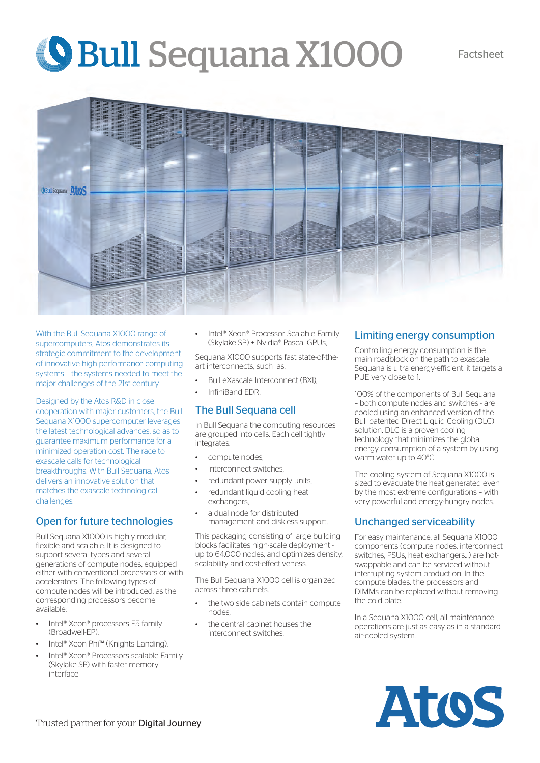# Bull Sequana X1000

Factsheet

With the Bull Sequana X1000 range of supercomputers, Atos demonstrates its strategic commitment to the development of innovative high performance computing systems – the systems needed to meet the major challenges of the 21st century.

Designed by the Atos R&D in close cooperation with major customers, the Bull Sequana X1000 supercomputer leverages the latest technological advances, so as to guarantee maximum performance for a minimized operation cost. The race to exascale calls for technological breakthroughs. With Bull Sequana, Atos delivers an innovative solution that matches the exascale technological challenges.

## Open for future technologies

Bull Sequana X1000 is highly modular, flexible and scalable. It is designed to support several types and several generations of compute nodes, equipped either with conventional processors or with accelerators. The following types of compute nodes will be introduced, as the corresponding processors become available:

- Intel® Xeon® processors E5 family (Broadwell-EP),
- Intel® Xeon Phi™ (Knights Landing),
- Intel® Xeon® Processors scalable Family (Skylake SP) with faster memory interface
- Intel® Xeon® Processor Scalable Family (Skylake SP) + Nvidia® Pascal GPUs,

Sequana X1000 supports fast state-of-the-art interconnects, such as:

- Bull eXascale Interconnect (BXI),
- InfiniBand EDR.

## The Bull Sequana cell

In Bull Sequana the computing resources are grouped into cells. Each cell tightly integrates:

- compute nodes,
- interconnect switches,
- redundant power supply units,
- redundant liquid cooling heat exchangers,
- a dual node for distributed management and diskless support.

This packaging consisting of large building blocks facilitates high-scale deployment - up to 64.000 nodes, and optimizes density, scalability and cost-effectiveness.

The Bull Sequana X1000 cell is organized across three cabinets.

- the two side cabinets contain compute nodes,
- the central cabinet houses the interconnect switches.

## Limiting energy consumption

Controlling energy consumption is the main roadblock on the path to exascale. Sequana is ultra energy-efficient: it targets a PUE very close to 1.

100% of the components of Bull Sequana – both compute nodes and switches - are cooled using an enhanced version of the Bull patented Direct Liquid Cooling (DLC) solution. DLC is a proven cooling technology that minimizes the global energy consumption of a system by using warm water up to 40°C.

The cooling system of Sequana X1000 is sized to evacuate the heat generated even by the most extreme configurations – with very powerful and energy-hungry nodes.

## Unchanged serviceability

For easy maintenance, all Sequana X1000 components (compute nodes, interconnect switches, PSUs, heat exchangers...) are hot-swappable and can be serviced without interrupting system production. In the compute blades, the processors and DIMMs can be replaced without removing the cold plate.

In a Sequana X1000 cell, all maintenance operations are just as easy as in a standard air-cooled system.

Trusted partner for your Digital Journey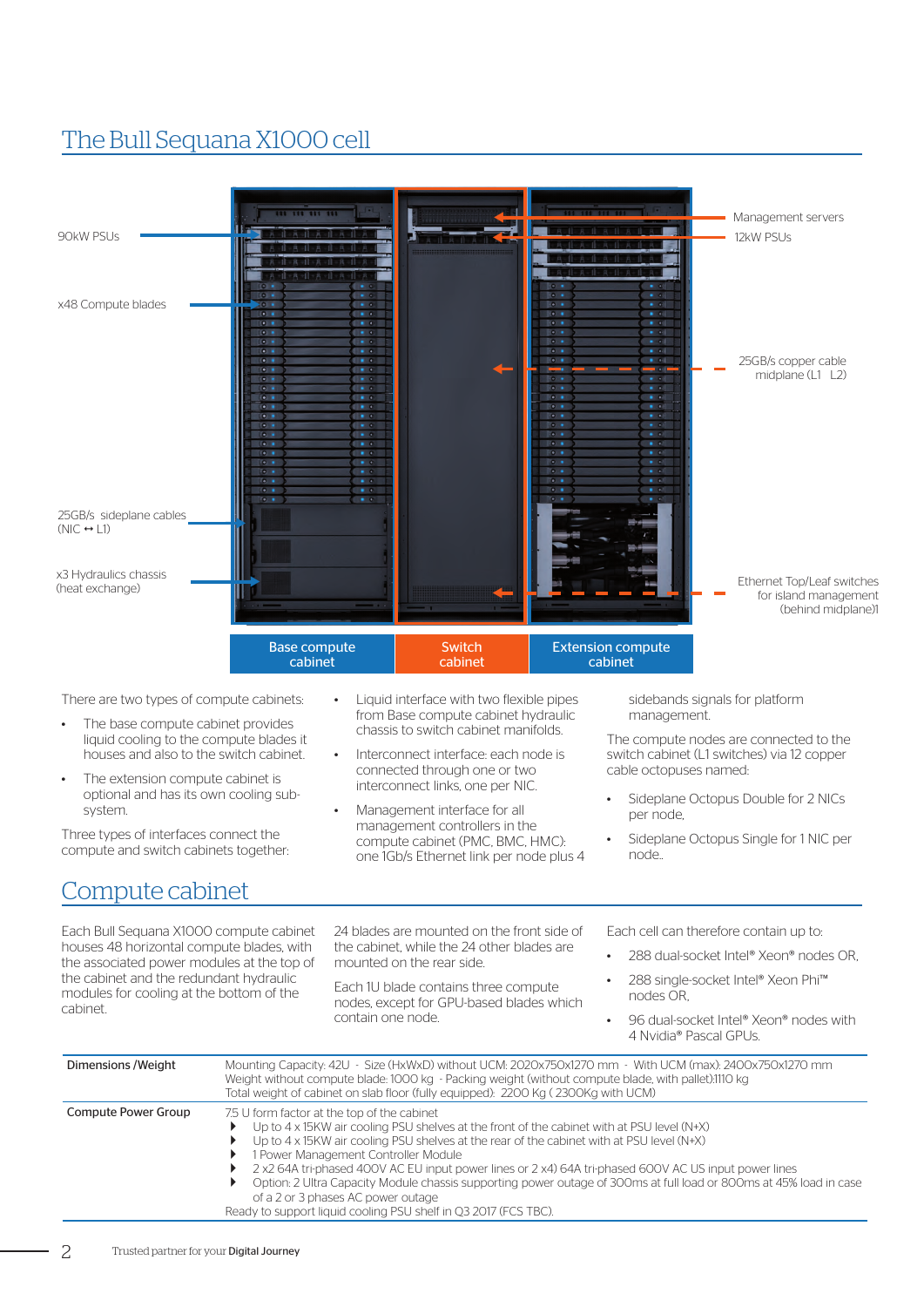# The Bull Sequana X1000 cell

90kW PSUs

x48 Compute blades

25GB/s sideplane cables (NIC ↔ L1)

x3 Hydraulics chassis (heat exchange)

Management servers

12kW PSUs

25GB/s copper cable midplane (L1 L2)

Ethernet Top/Leaf switches for island management (behind midplane)1

Base compute cabinet

Switch cabinet

Extension compute cabinet

There are two types of compute cabinets:

- The base compute cabinet provides liquid cooling to the compute blades it houses and also to the switch cabinet.
- The extension compute cabinet is optional and has its own cooling sub-system.

Three types of interfaces connect the compute and switch cabinets together:

- Liquid interface with two flexible pipes from Base compute cabinet hydraulic chassis to switch cabinet manifolds.
- Interconnect interface: each node is connected through one or two interconnect links, one per NIC.
- Management interface for all management controllers in the compute cabinet (PMC, BMC, HMC): one 1Gb/s Ethernet link per node plus 4 sidebands signals for platform management.

The compute nodes are connected to the switch cabinet (L1 switches) via 12 copper cable octopuses named:

- Sideplane Octopus Double for 2 NICs per node,
- Sideplane Octopus Single for 1 NIC per node..

## Compute cabinet

Each Bull Sequana X1000 compute cabinet houses 48 horizontal compute blades, with the associated power modules at the top of the cabinet and the redundant hydraulic modules for cooling at the bottom of the cabinet.

24 blades are mounted on the front side of the cabinet, while the 24 other blades are mounted on the rear side.

Each 1U blade contains three compute nodes, except for GPU-based blades which contain one node.

Each cell can therefore contain up to:

- 288 dual-socket Intel® Xeon® nodes OR,
- 288 single-socket Intel® Xeon Phi™ nodes OR,
- 96 dual-socket Intel® Xeon® nodes with 4 Nvidia® Pascal GPUs.

| | |
|---|---|
| Dimensions /Weight | Mounting Capacity: 42U - Size (HxWxD) without UCM: 2020x750x1270 mm - With UCM (max): 2400x750x1270 mm<br>Weight without compute blade: 1000 kg - Packing weight (without compute blade, with pallet):1110 kg<br>Total weight of cabinet on slab floor (fully equipped): 2200 Kg ( 2300Kg with UCM) |
| Compute Power Group | 7.5 U form factor at the top of the cabinet<br>▸ Up to 4 x 15KW air cooling PSU shelves at the front of the cabinet with at PSU level (N+X)<br>▸ Up to 4 x 15KW air cooling PSU shelves at the rear of the cabinet with at PSU level (N+X)<br>▸ 1 Power Management Controller Module<br>▸ 2 x2 64A tri-phased 400V AC EU input power lines or 2 x4) 64A tri-phased 600V AC US input power lines<br>▸ Option: 2 Ultra Capacity Module chassis supporting power outage of 300ms at full load or 800ms at 45% load in case of a 2 or 3 phases AC power outage<br>Ready to support liquid cooling PSU shelf in Q3 2017 (FCS TBC). |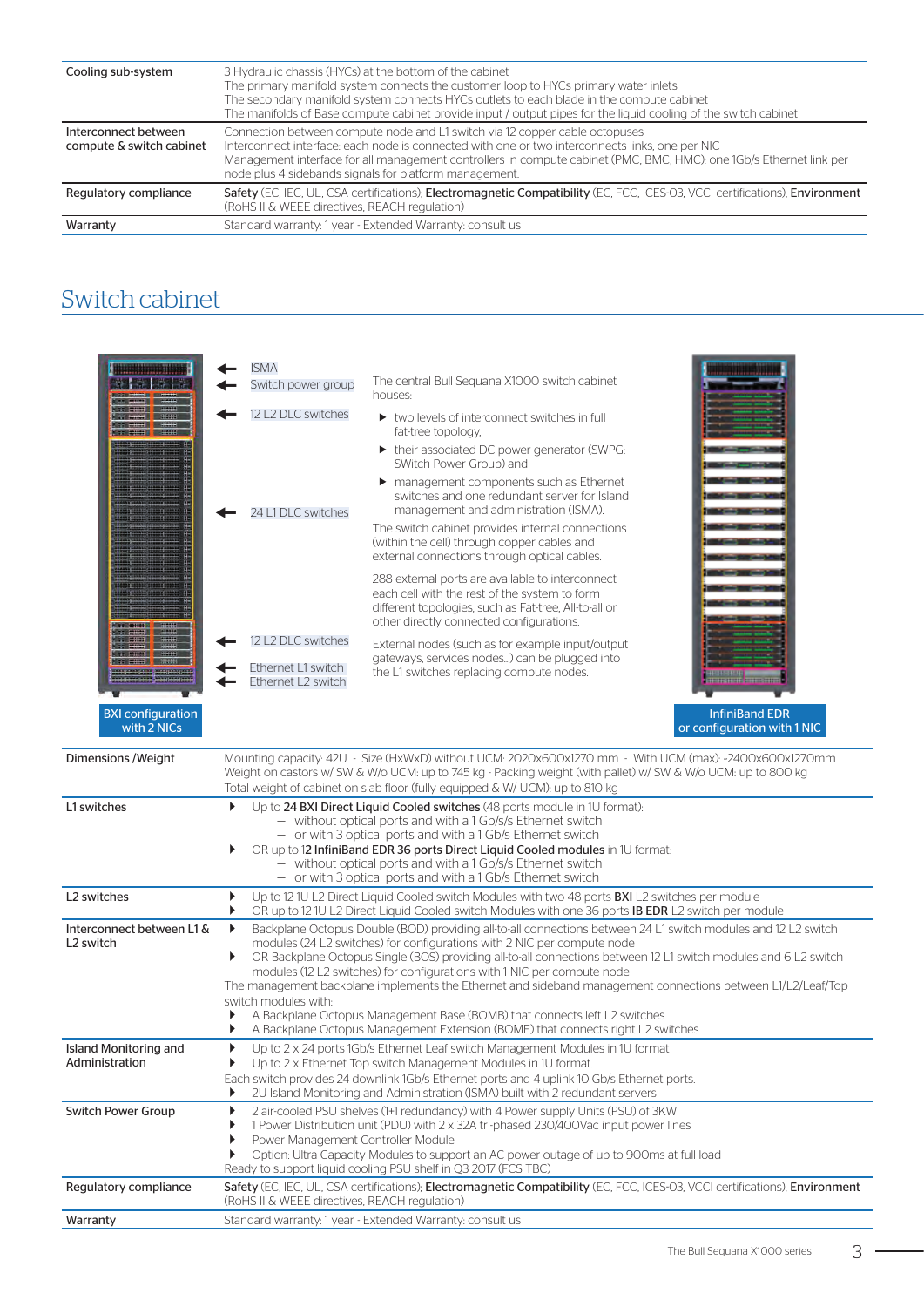| | |
|---|---|
| Cooling sub-system | 3 Hydraulic chassis (HYCs) at the bottom of the cabinet<br>The primary manifold system connects the customer loop to HYCs primary water inlets<br>The secondary manifold system connects HYCs outlets to each blade in the compute cabinet<br>The manifolds of Base compute cabinet provide input / output pipes for the liquid cooling of the switch cabinet |
| Interconnect between compute & switch cabinet | Connection between compute node and L1 switch via 12 copper cable octopuses<br>Interconnect interface: each node is connected with one or two interconnects links, one per NIC<br>Management interface for all management controllers in compute cabinet (PMC, BMC, HMC): one 1Gb/s Ethernet link per node plus 4 sidebands signals for platform management. |
| Regulatory compliance | **Safety** (EC, IEC, UL, CSA certifications); **Electromagnetic Compatibility** (EC, FCC, ICES-03, VCCI certifications), **Environment** (RoHS II & WEEE directives, REACH regulation) |
| Warranty | Standard warranty: 1 year - Extended Warranty: consult us |

## Switch cabinet

ISMA
Switch power group
12 L2 DLC switches
24 L1 DLC switches
12 L2 DLC switches
Ethernet L1 switch
Ethernet L2 switch

BXI configuration with 2 NICs

The central Bull Sequana X1000 switch cabinet houses:

- two levels of interconnect switches in full fat-tree topology,
- their associated DC power generator (SWPG: SWitch Power Group) and
- management components such as Ethernet switches and one redundant server for Island management and administration (ISMA).

The switch cabinet provides internal connections (within the cell) through copper cables and external connections through optical cables.

288 external ports are available to interconnect each cell with the rest of the system to form different topologies, such as Fat-tree, All-to-all or other directly connected configurations.

External nodes (such as for example input/output gateways, services nodes...) can be plugged into the L1 switches replacing compute nodes.

InfiniBand EDR or configuration with 1 NIC

| | |
|---|---|
| Dimensions /Weight | Mounting capacity: 42U - Size (HxWxD) without UCM: 2020x600x1270 mm - With UCM (max): ~2400x600x1270mm<br>Weight on castors w/ SW & W/o UCM: up to 745 kg - Packing weight (with pallet) w/ SW & W/o UCM: up to 800 kg<br>Total weight of cabinet on slab floor (fully equipped & W/ UCM): up to 810 kg |
| L1 switches | ▸ Up to **24 BXI Direct Liquid Cooled switches** (48 ports module in 1U format):<br>– without optical ports and with a 1 Gb/s/s Ethernet switch<br>– or with 3 optical ports and with a 1 Gb/s Ethernet switch<br>▸ OR up to **12 InfiniBand EDR 36 ports Direct Liquid Cooled modules** in 1U format:<br>– without optical ports and with a 1 Gb/s/s Ethernet switch<br>– or with 3 optical ports and with a 1 Gb/s Ethernet switch |
| L2 switches | ▸ Up to 12 1U L2 Direct Liquid Cooled switch Modules with two 48 ports **BXI** L2 switches per module<br>▸ OR up to 12 1U L2 Direct Liquid Cooled switch Modules with one 36 ports **IB EDR** L2 switch per module |
| Interconnect between L1 & L2 switch | ▸ Backplane Octopus Double (BOD) providing all-to-all connections between 24 L1 switch modules and 12 L2 switch modules (24 L2 switches) for configurations with 2 NIC per compute node<br>▸ OR Backplane Octopus Single (BOS) providing all-to-all connections between 12 L1 switch modules and 6 L2 switch modules (12 L2 switches) for configurations with 1 NIC per compute node<br>The management backplane implements the Ethernet and sideband management connections between L1/L2/Leaf/Top switch modules with:<br>▸ A Backplane Octopus Management Base (BOMB) that connects left L2 switches<br>▸ A Backplane Octopus Management Extension (BOME) that connects right L2 switches |
| Island Monitoring and Administration | ▸ Up to 2 x 24 ports 1Gb/s Ethernet Leaf switch Management Modules in 1U format<br>▸ Up to 2 x Ethernet Top switch Management Modules in 1U format.<br>Each switch provides 24 downlink 1Gb/s Ethernet ports and 4 uplink 10 Gb/s Ethernet ports.<br>▸ 2U Island Monitoring and Administration (ISMA) built with 2 redundant servers |
| Switch Power Group | ▸ 2 air-cooled PSU shelves (1+1 redundancy) with 4 Power supply Units (PSU) of 3KW<br>▸ 1 Power Distribution unit (PDU) with 2 x 32A tri-phased 230/400Vac input power lines<br>▸ Power Management Controller Module<br>▸ Option: Ultra Capacity Modules to support an AC power outage of up to 900ms at full load<br>Ready to support liquid cooling PSU shelf in Q3 2017 (FCS TBC) |
| Regulatory compliance | **Safety** (EC, IEC, UL, CSA certifications); **Electromagnetic Compatibility** (EC, FCC, ICES-03, VCCI certifications), **Environment** (RoHS II & WEEE directives, REACH regulation) |
| Warranty | Standard warranty: 1 year - Extended Warranty: consult us |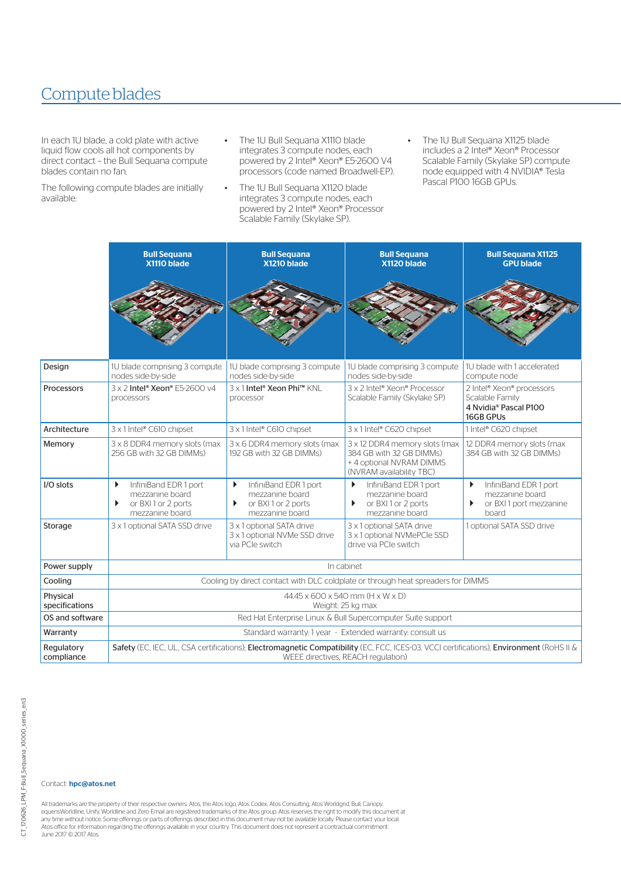## Compute blades

In each 1U blade, a cold plate with active liquid flow cools all hot components by direct contact – the Bull Sequana compute blades contain no fan.

The following compute blades are initially available:

- The 1U Bull Sequana X1110 blade integrates 3 compute nodes, each powered by 2 Intel® Xeon® E5-2600 V4 processors (code named Broadwell-EP).
- The 1U Bull Sequana X1120 blade integrates 3 compute nodes, each powered by 2 Intel® Xeon® Processor Scalable Family (Skylake SP).
- The 1U Bull Sequana X1125 blade includes a 2 Intel® Xeon® Processor Scalable Family (Skylake SP) compute node equipped with 4 NVIDIA® Tesla Pascal P100 16GB GPUs.

| | **Bull Sequana X1110 blade** | **Bull Sequana X1210 blade** | **Bull Sequana X1120 blade** | **Bull Sequana X1125 GPU blade** |
|---|---|---|---|---|
| Design | 1U blade comprising 3 compute nodes side-by-side | 1U blade comprising 3 compute nodes side-by-side | 1U blade comprising 3 compute nodes side-by-side | 1U blade with 1 accelerated compute node |
| Processors | 3 x 2 **Intel® Xeon®** E5-2600 v4 processors | 3 x 1 **Intel® Xeon Phi™** KNL processor | 3 x 2 Intel® Xeon® Processor Scalable Family (Skylake SP) | 2 Intel® Xeon® processors Scalable Family **4 Nvidia® Pascal P100 16GB GPUs** |
| Architecture | 3 x 1 Intel® C610 chipset | 3 x 1 Intel® C610 chipset | 3 x 1 Intel® C620 chipset | 1 Intel® C620 chipset |
| Memory | 3 x 8 DDR4 memory slots (max 256 GB with 32 GB DIMMs) | 3 x 6 DDR4 memory slots (max 192 GB with 32 GB DIMMs) | 3 x 12 DDR4 memory slots (max 384 GB with 32 GB DIMMs) + 4 optional NVRAM DIMMS (NVRAM availability TBC) | 12 DDR4 memory slots (max 384 GB with 32 GB DIMMs) |
| I/O slots | ▸ InfiniBand EDR 1 port mezzanine board ▸ or BXI 1 or 2 ports mezzanine board | ▸ InfiniBand EDR 1 port mezzanine board ▸ or BXI 1 or 2 ports mezzanine board | ▸ InfiniBand EDR 1 port mezzanine board ▸ or BXI 1 or 2 ports mezzanine board | ▸ InfiniBand EDR 1 port mezzanine board ▸ or BXI 1 port mezzanine board |
| Storage | 3 x 1 optional SATA SSD drive | 3 x 1 optional SATA drive 3 x 1 optional NVMe SSD drive via PCIe switch | 3 x 1 optional SATA drive 3 x 1 optional NVMePCIe SSD drive via PCIe switch | 1 optional SATA SSD drive |
| Power supply | In cabinet | | | |
| Cooling | Cooling by direct contact with DLC coldplate or through heat spreaders for DIMMS | | | |
| Physical specifications | 44.45 x 600 x 540 mm (H x W x D) Weight: 25 kg max | | | |
| OS and software | Red Hat Enterprise Linux & Bull Supercomputer Suite support | | | |
| Warranty | Standard warranty: 1 year - Extended warranty: consult us | | | |
| Regulatory compliance | **Safety** (EC, IEC, UL, CSA certifications); **Electromagnetic Compatibility** (EC, FCC, ICES-03, VCCI certifications), **Environment** (RoHS II & WEEE directives, REACH regulation) | | | |

Contact: **hpc@atos.net**

All trademarks are the property of their respective owners. Atos, the Atos logo, Atos Codex, Atos Consulting, Atos Worldgrid, Bull, Canopy, equensWorldline, Unify, Worldline and Zero Email are registered trademarks of the Atos group. Atos reserves the right to modify this document at any time without notice. Some offerings or parts of offerings described in this document may not be available locally. Please contact your local Atos office for information regarding the offerings available in your country. This document does not represent a contractual commitment. June 2017 © 2017 Atos

CT_170626_LPM_F-Bull_Sequana_X1000_series_en3